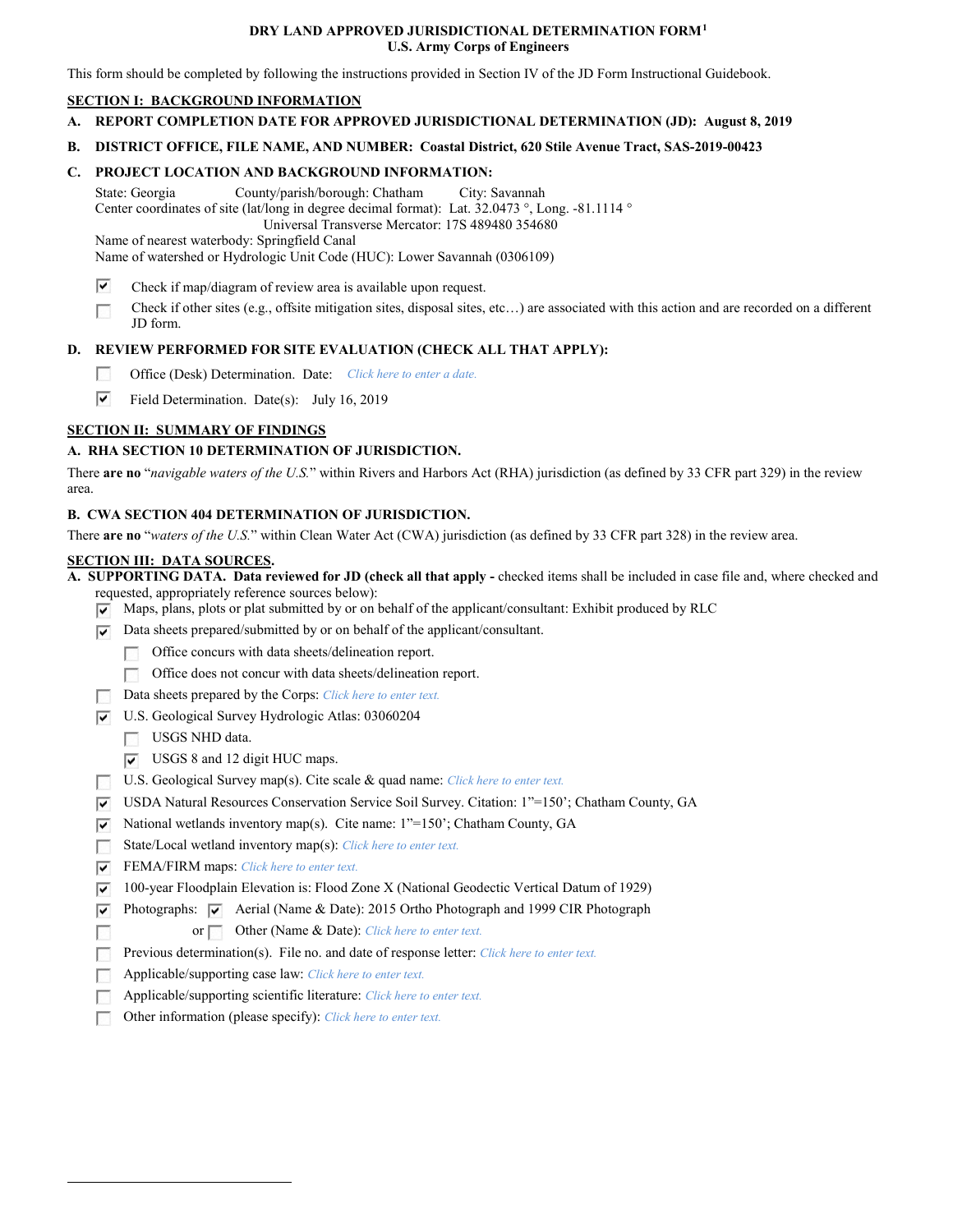# DRY LAND APPROVED JURISDICTIONAL DETERMINATION FORM[1]
## U.S. Army Corps of Engineers

This form should be completed by following the instructions provided in Section IV of the JD Form Instructional Guidebook.

## SECTION I: BACKGROUND INFORMATION

**A. REPORT COMPLETION DATE FOR APPROVED JURISDICTIONAL DETERMINATION (JD): August 8, 2019**

**B. DISTRICT OFFICE, FILE NAME, AND NUMBER: Coastal District, 620 Stile Avenue Tract, SAS-2019-00423**

**C. PROJECT LOCATION AND BACKGROUND INFORMATION:**

State: Georgia  County/parish/borough: Chatham  City: Savannah
Center coordinates of site (lat/long in degree decimal format): Lat. 32.0473 °, Long. -81.1114 °
Universal Transverse Mercator: 17S 489480 354680
Name of nearest waterbody: Springfield Canal
Name of watershed or Hydrologic Unit Code (HUC): Lower Savannah (0306109)

- [x] Check if map/diagram of review area is available upon request.
- [ ] Check if other sites (e.g., offsite mitigation sites, disposal sites, etc…) are associated with this action and are recorded on a different JD form.

**D. REVIEW PERFORMED FOR SITE EVALUATION (CHECK ALL THAT APPLY):**

- [ ] Office (Desk) Determination. Date: *Click here to enter a date.*
- [x] Field Determination. Date(s): July 16, 2019

## SECTION II: SUMMARY OF FINDINGS

**A. RHA SECTION 10 DETERMINATION OF JURISDICTION.**

There **are no** "*navigable waters of the U.S.*" within Rivers and Harbors Act (RHA) jurisdiction (as defined by 33 CFR part 329) in the review area.

**B. CWA SECTION 404 DETERMINATION OF JURISDICTION.**

There **are no** "*waters of the U.S.*" within Clean Water Act (CWA) jurisdiction (as defined by 33 CFR part 328) in the review area.

## SECTION III: DATA SOURCES.

**A. SUPPORTING DATA. Data reviewed for JD (check all that apply -** checked items shall be included in case file and, where checked and requested, appropriately reference sources below):

- [x] Maps, plans, plots or plat submitted by or on behalf of the applicant/consultant: Exhibit produced by RLC
- [x] Data sheets prepared/submitted by or on behalf of the applicant/consultant.
  - [ ] Office concurs with data sheets/delineation report.
  - [ ] Office does not concur with data sheets/delineation report.
- [ ] Data sheets prepared by the Corps: *Click here to enter text.*
- [x] U.S. Geological Survey Hydrologic Atlas: 03060204
  - [ ] USGS NHD data.
  - [x] USGS 8 and 12 digit HUC maps.
- [ ] U.S. Geological Survey map(s). Cite scale & quad name: *Click here to enter text.*
- [x] USDA Natural Resources Conservation Service Soil Survey. Citation: 1"=150'; Chatham County, GA
- [x] National wetlands inventory map(s). Cite name: 1"=150'; Chatham County, GA
- [ ] State/Local wetland inventory map(s): *Click here to enter text.*
- [x] FEMA/FIRM maps: *Click here to enter text.*
- [x] 100-year Floodplain Elevation is: Flood Zone X (National Geodectic Vertical Datum of 1929)
- [x] Photographs: [x] Aerial (Name & Date): 2015 Ortho Photograph and 1999 CIR Photograph
- [ ] or [ ] Other (Name & Date): *Click here to enter text.*
- [ ] Previous determination(s). File no. and date of response letter: *Click here to enter text.*
- [ ] Applicable/supporting case law: *Click here to enter text.*
- [ ] Applicable/supporting scientific literature: *Click here to enter text.*
- [ ] Other information (please specify): *Click here to enter text.*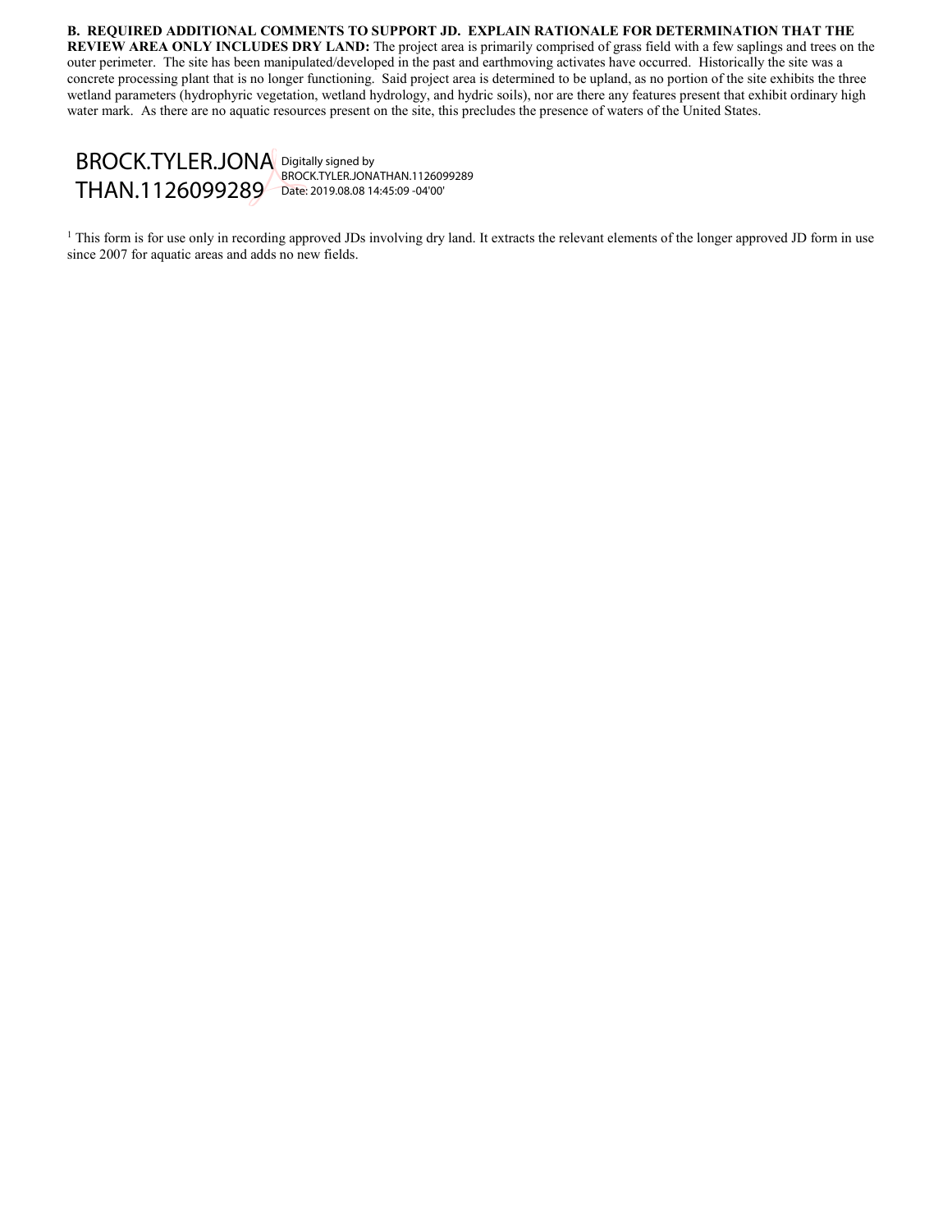**B. REQUIRED ADDITIONAL COMMENTS TO SUPPORT JD. EXPLAIN RATIONALE FOR DETERMINATION THAT THE REVIEW AREA ONLY INCLUDES DRY LAND:** The project area is primarily comprised of grass field with a few saplings and trees on the outer perimeter. The site has been manipulated/developed in the past and earthmoving activates have occurred. Historically the site was a concrete processing plant that is no longer functioning. Said project area is determined to be upland, as no portion of the site exhibits the three wetland parameters (hydrophyric vegetation, wetland hydrology, and hydric soils), nor are there any features present that exhibit ordinary high water mark. As there are no aquatic resources present on the site, this precludes the presence of waters of the United States.

BROCK.TYLER.JONATHAN.1126099289 Digitally signed by BROCK.TYLER.JONATHAN.1126099289 Date: 2019.08.08 14:45:09 -04'00'

[1] This form is for use only in recording approved JDs involving dry land. It extracts the relevant elements of the longer approved JD form in use since 2007 for aquatic areas and adds no new fields.